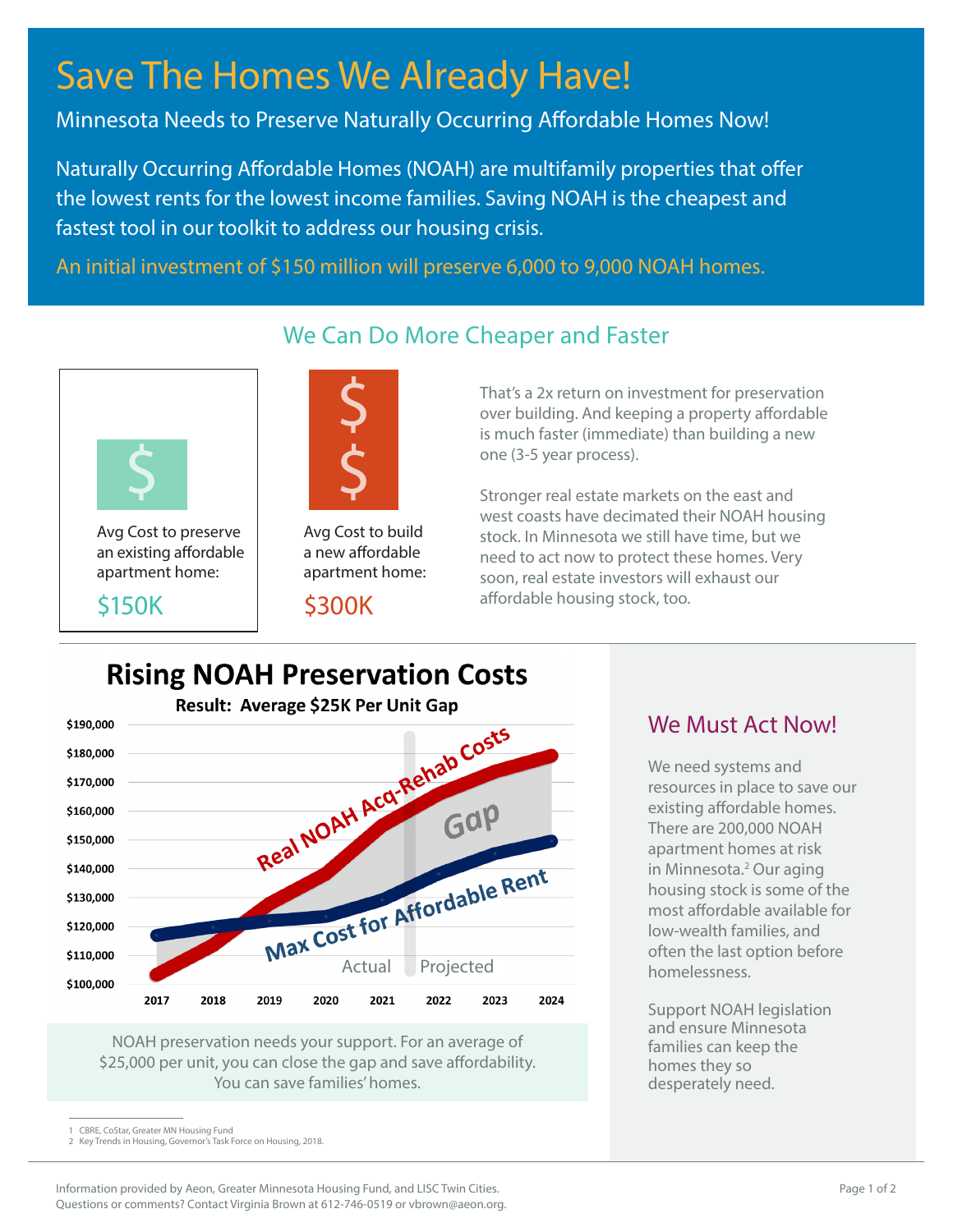# Save The Homes We Already Have!

## Minnesota Needs to Preserve Naturally Occurring Affordable Homes Now!

Naturally Occurring Affordable Homes (NOAH) are multifamily properties that offer the lowest rents for the lowest income families. Saving NOAH is the cheapest and fastest tool in our toolkit to address our housing crisis.

An initial investment of $150 million will preserve 6,000 to 9,000 NOAH homes.

## We Can Do More Cheaper and Faster

Avg Cost to preserve an existing affordable apartment home:

**$150K**

Avg Cost to build a new affordable apartment home:

**$300K**

That's a 2x return on investment for preservation over building. And keeping a property affordable is much faster (immediate) than building a new one (3-5 year process).

Stronger real estate markets on the east and west coasts have decimated their NOAH housing stock. In Minnesota we still have time, but we need to act now to protect these homes. Very soon, real estate investors will exhaust our affordable housing stock, too.

## Rising NOAH Preservation Costs

**Result: Average $25K Per Unit Gap**

(Chart: Real NOAH Acq-Rehab Costs vs. Max Cost for Affordable Rent, 2017–2024; Actual 2017–2021, Projected 2022–2024; Gap shown between lines)

NOAH preservation needs your support. For an average of $25,000 per unit, you can close the gap and save affordability. You can save families' homes.

## We Must Act Now!

We need systems and resources in place to save our existing affordable homes. There are 200,000 NOAH apartment homes at risk in Minnesota.[2] Our aging housing stock is some of the most affordable available for low-wealth families, and often the last option before homelessness.

Support NOAH legislation and ensure Minnesota families can keep the homes they so desperately need.

---

1 CBRE, CoStar, Greater MN Housing Fund

2 Key Trends in Housing, Governor's Task Force on Housing, 2018.

Information provided by Aeon, Greater Minnesota Housing Fund, and LISC Twin Cities.
Questions or comments? Contact Virginia Brown at 612-746-0519 or vbrown@aeon.org.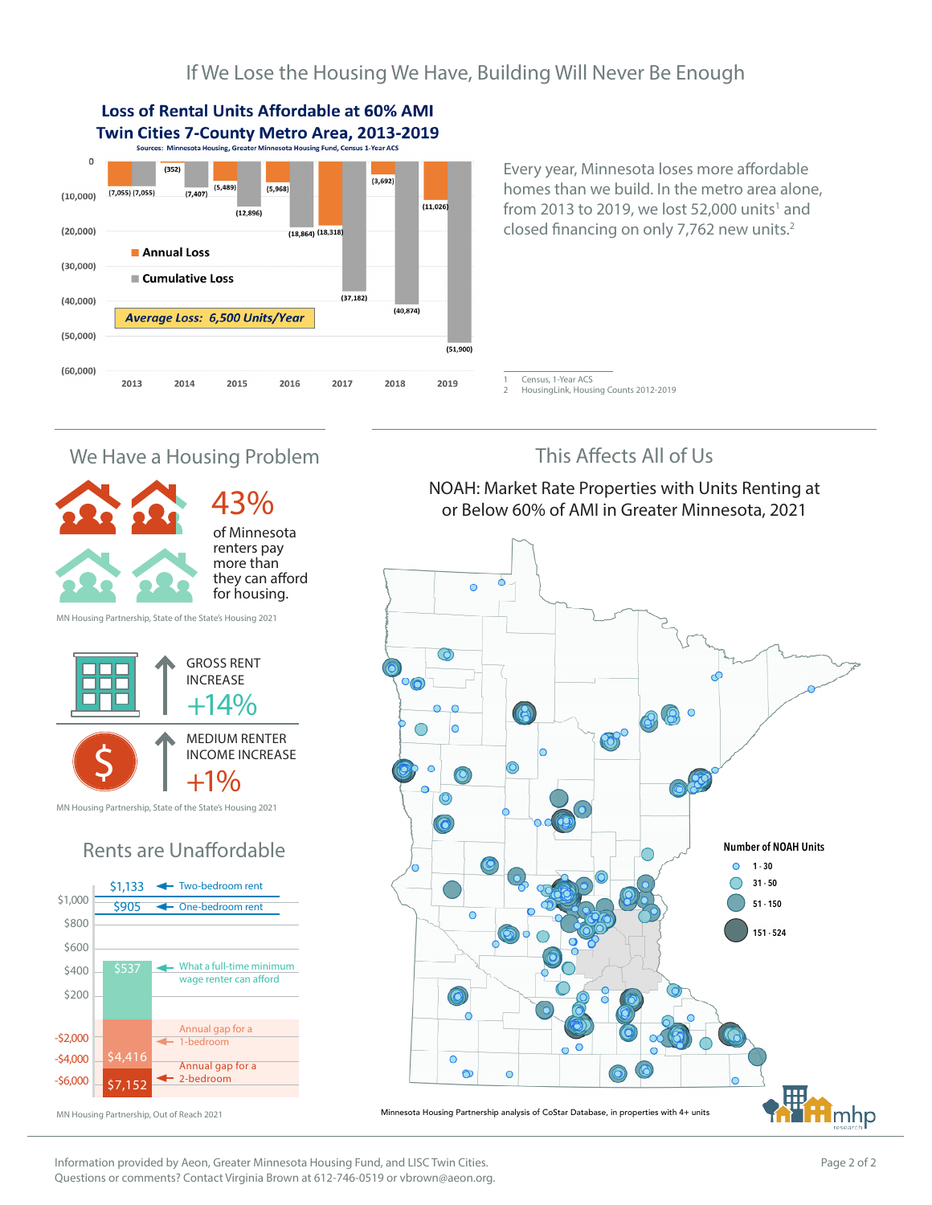# If We Lose the Housing We Have, Building Will Never Be Enough

## Loss of Rental Units Affordable at 60% AMI
## Twin Cities 7-County Metro Area, 2013-2019

Sources: Minnesota Housing, Greater Minnesota Housing Fund, Census 1-Year ACS

0
(10,000)
(20,000)
(30,000)
(40,000)
(50,000)
(60,000)

2013 2014 2015 2016 2017 2018 2019

(7,055) (7,055) (352) (7,407) (5,489) (12,896) (5,968) (18,864) (18,318) (37,182) (3,692) (40,874) (11,026) (51,900)

Annual Loss
Cumulative Loss

*Average Loss: 6,500 Units/Year*

Every year, Minnesota loses more affordable homes than we build. In the metro area alone, from 2013 to 2019, we lost 52,000 units[1] and closed financing on only 7,762 new units.[2]

1 Census, 1-Year ACS
2 HousingLink, Housing Counts 2012-2019

## We Have a Housing Problem

43%

of Minnesota renters pay more than they can afford for housing.

MN Housing Partnership, State of the State's Housing 2021

GROSS RENT INCREASE
+14%

MEDIUM RENTER INCOME INCREASE
+1%

MN Housing Partnership, State of the State's Housing 2021

## Rents are Unaffordable

$1,133 Two-bedroom rent
$905 One-bedroom rent
$537 What a full-time minimum wage renter can afford
$4,416 Annual gap for a 1-bedroom
$7,152 Annual gap for a 2-bedroom

$1,000
$800
$600
$400
$200
-$2,000
-$4,000
-$6,000

MN Housing Partnership, Out of Reach 2021

## This Affects All of Us

### NOAH: Market Rate Properties with Units Renting at or Below 60% of AMI in Greater Minnesota, 2021

Number of NOAH Units
1 - 30
31 - 50
51 - 150
151 - 524

Minnesota Housing Partnership analysis of CoStar Database, in properties with 4+ units

mhp research

Information provided by Aeon, Greater Minnesota Housing Fund, and LISC Twin Cities.
Questions or comments? Contact Virginia Brown at 612-746-0519 or vbrown@aeon.org.